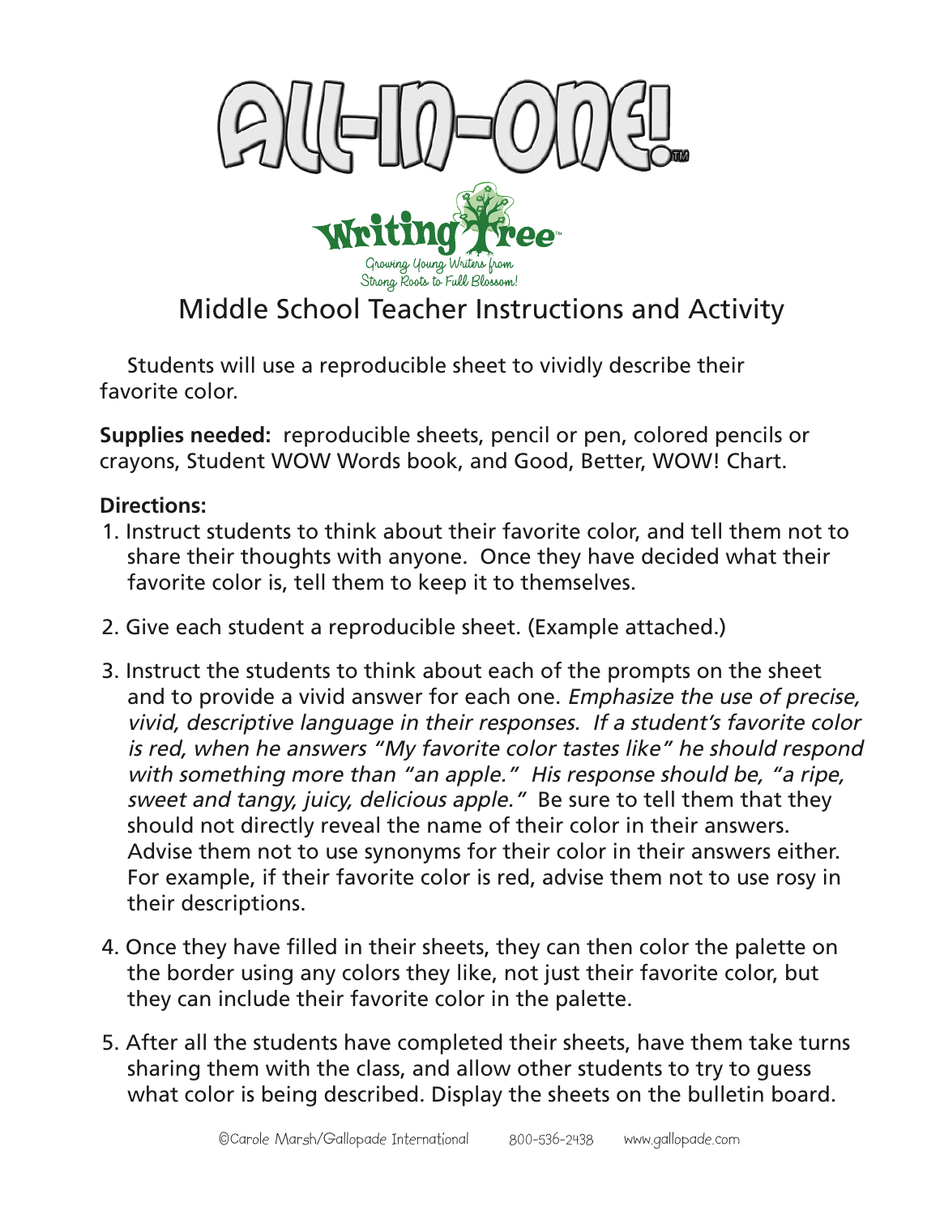# ALL-IN-ONE!™

**Writing Tree™**

Growing Young Writers from Strong Roots to Full Blossom!

## Middle School Teacher Instructions and Activity

Students will use a reproducible sheet to vividly describe their favorite color.

**Supplies needed:** reproducible sheets, pencil or pen, colored pencils or crayons, Student WOW Words book, and Good, Better, WOW! Chart.

**Directions:**

1. Instruct students to think about their favorite color, and tell them not to share their thoughts with anyone. Once they have decided what their favorite color is, tell them to keep it to themselves.

2. Give each student a reproducible sheet. (Example attached.)

3. Instruct the students to think about each of the prompts on the sheet and to provide a vivid answer for each one. *Emphasize the use of precise, vivid, descriptive language in their responses. If a student's favorite color is red, when he answers "My favorite color tastes like" he should respond with something more than "an apple." His response should be, "a ripe, sweet and tangy, juicy, delicious apple."* Be sure to tell them that they should not directly reveal the name of their color in their answers. Advise them not to use synonyms for their color in their answers either. For example, if their favorite color is red, advise them not to use rosy in their descriptions.

4. Once they have filled in their sheets, they can then color the palette on the border using any colors they like, not just their favorite color, but they can include their favorite color in the palette.

5. After all the students have completed their sheets, have them take turns sharing them with the class, and allow other students to try to guess what color is being described. Display the sheets on the bulletin board.

©Carole Marsh/Gallopade International 800-536-2438 www.gallopade.com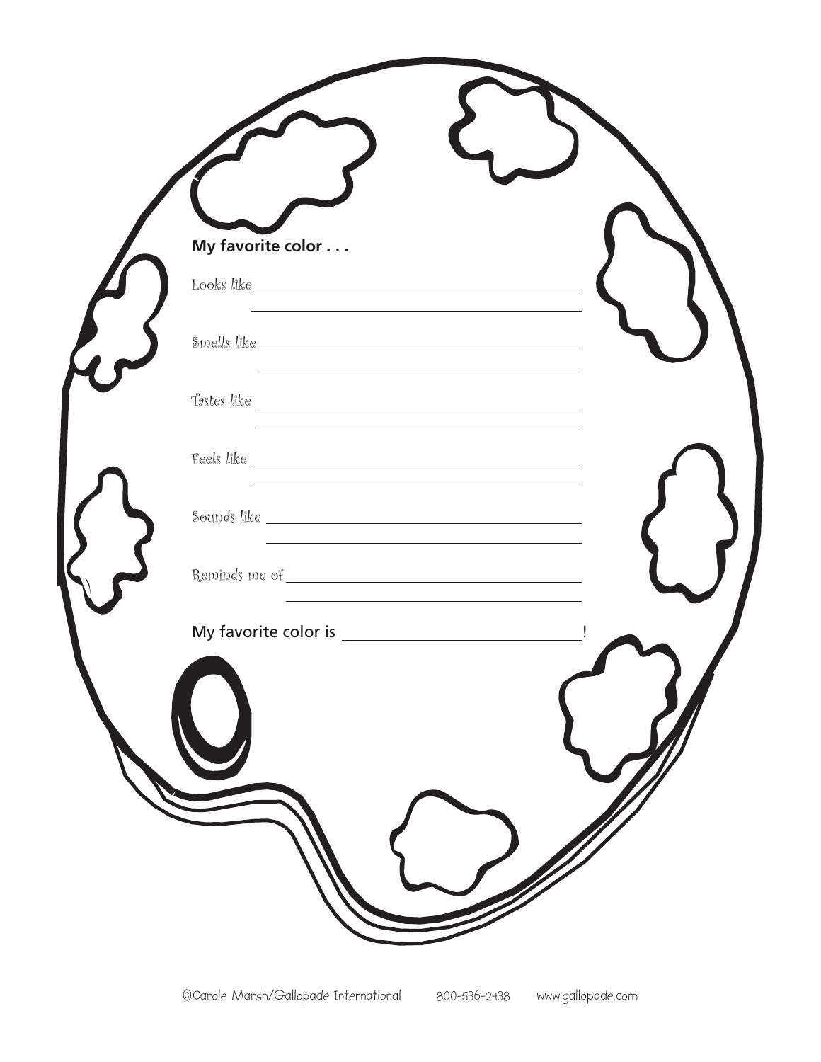**My favorite color . . .**

Looks like ______________________________________________
______________________________________________

Smells like ______________________________________________
______________________________________________

Tastes like ______________________________________________
______________________________________________

Feels like ______________________________________________
______________________________________________

Sounds like ______________________________________________
______________________________________________

Reminds me of ______________________________________________
______________________________________________

My favorite color is ______________________________!